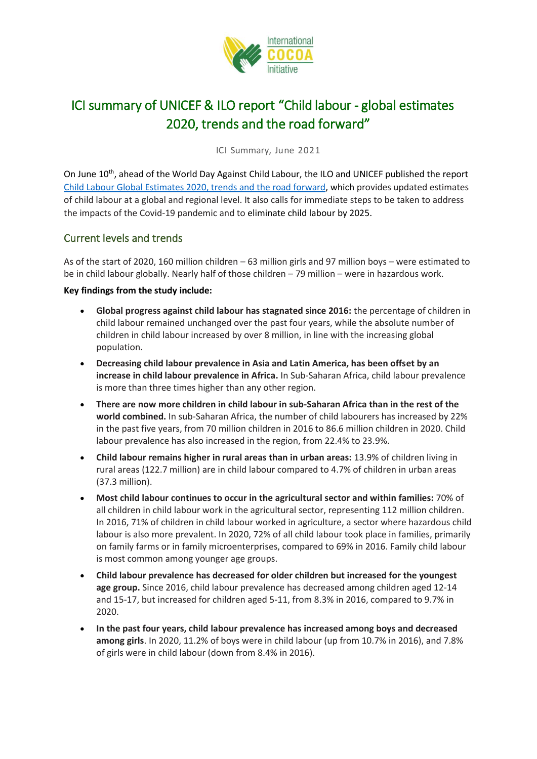# ICI summary of UNICEF & ILO report "Child labour - global estimates 2020, trends and the road forward"

ICI Summary, June 2021

On June 10th, ahead of the World Day Against Child Labour, the ILO and UNICEF published the report [Child Labour Global Estimates 2020, trends and the road forward](), which provides updated estimates of child labour at a global and regional level. It also calls for immediate steps to be taken to address the impacts of the Covid-19 pandemic and to eliminate child labour by 2025.

## Current levels and trends

As of the start of 2020, 160 million children – 63 million girls and 97 million boys – were estimated to be in child labour globally. Nearly half of those children – 79 million – were in hazardous work.

**Key findings from the study include:**

- **Global progress against child labour has stagnated since 2016:** the percentage of children in child labour remained unchanged over the past four years, while the absolute number of children in child labour increased by over 8 million, in line with the increasing global population.
- **Decreasing child labour prevalence in Asia and Latin America, has been offset by an increase in child labour prevalence in Africa.** In Sub-Saharan Africa, child labour prevalence is more than three times higher than any other region.
- **There are now more children in child labour in sub-Saharan Africa than in the rest of the world combined.** In sub-Saharan Africa, the number of child labourers has increased by 22% in the past five years, from 70 million children in 2016 to 86.6 million children in 2020. Child labour prevalence has also increased in the region, from 22.4% to 23.9%.
- **Child labour remains higher in rural areas than in urban areas:** 13.9% of children living in rural areas (122.7 million) are in child labour compared to 4.7% of children in urban areas (37.3 million).
- **Most child labour continues to occur in the agricultural sector and within families:** 70% of all children in child labour work in the agricultural sector, representing 112 million children. In 2016, 71% of children in child labour worked in agriculture, a sector where hazardous child labour is also more prevalent. In 2020, 72% of all child labour took place in families, primarily on family farms or in family microenterprises, compared to 69% in 2016. Family child labour is most common among younger age groups.
- **Child labour prevalence has decreased for older children but increased for the youngest age group.** Since 2016, child labour prevalence has decreased among children aged 12-14 and 15-17, but increased for children aged 5-11, from 8.3% in 2016, compared to 9.7% in 2020.
- **In the past four years, child labour prevalence has increased among boys and decreased among girls**. In 2020, 11.2% of boys were in child labour (up from 10.7% in 2016), and 7.8% of girls were in child labour (down from 8.4% in 2016).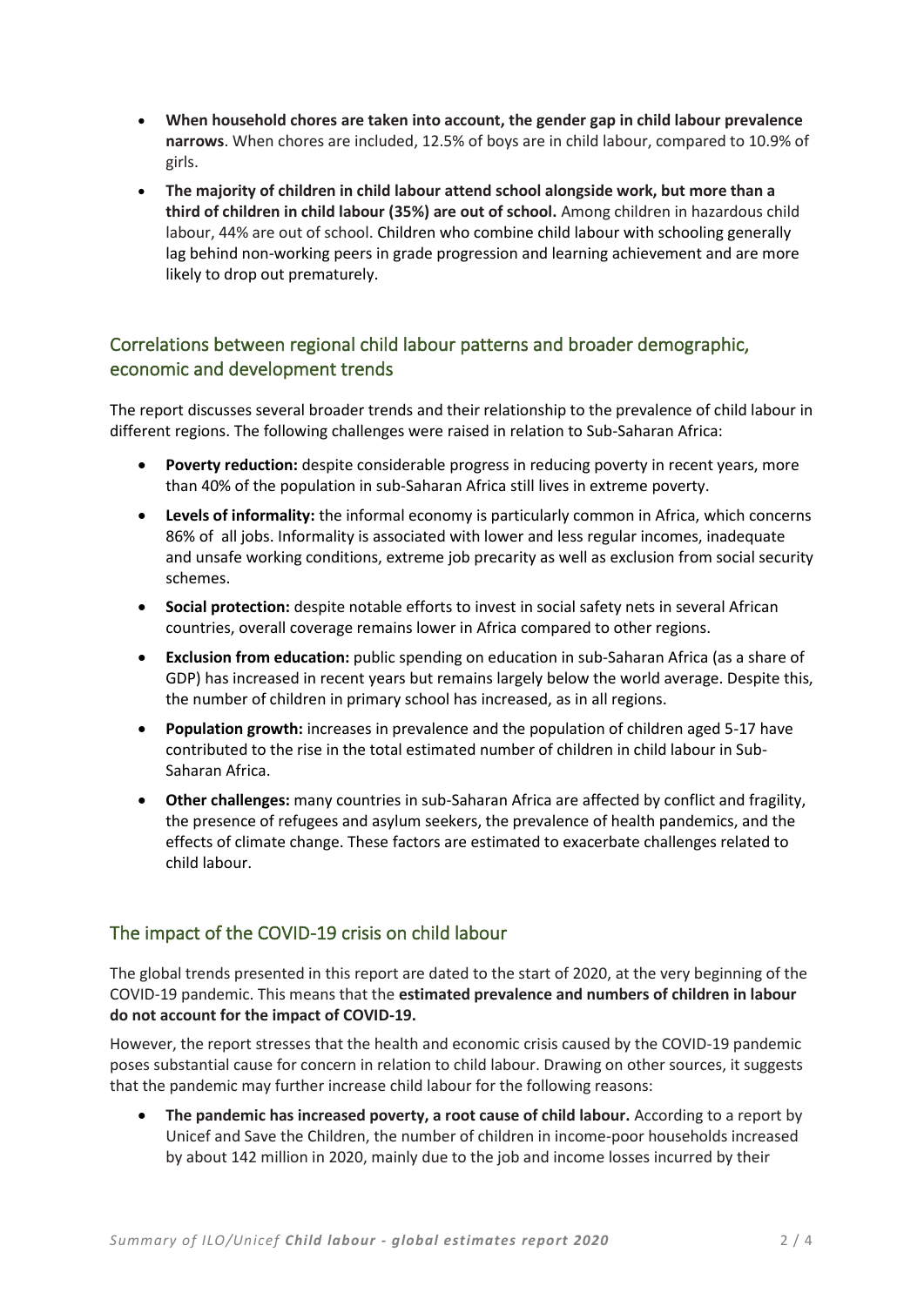- **When household chores are taken into account, the gender gap in child labour prevalence narrows**. When chores are included, 12.5% of boys are in child labour, compared to 10.9% of girls.
- **The majority of children in child labour attend school alongside work, but more than a third of children in child labour (35%) are out of school.** Among children in hazardous child labour, 44% are out of school. Children who combine child labour with schooling generally lag behind non-working peers in grade progression and learning achievement and are more likely to drop out prematurely.

## Correlations between regional child labour patterns and broader demographic, economic and development trends

The report discusses several broader trends and their relationship to the prevalence of child labour in different regions. The following challenges were raised in relation to Sub-Saharan Africa:

- **Poverty reduction:** despite considerable progress in reducing poverty in recent years, more than 40% of the population in sub-Saharan Africa still lives in extreme poverty.
- **Levels of informality:** the informal economy is particularly common in Africa, which concerns 86% of all jobs. Informality is associated with lower and less regular incomes, inadequate and unsafe working conditions, extreme job precarity as well as exclusion from social security schemes.
- **Social protection:** despite notable efforts to invest in social safety nets in several African countries, overall coverage remains lower in Africa compared to other regions.
- **Exclusion from education:** public spending on education in sub-Saharan Africa (as a share of GDP) has increased in recent years but remains largely below the world average. Despite this, the number of children in primary school has increased, as in all regions.
- **Population growth:** increases in prevalence and the population of children aged 5-17 have contributed to the rise in the total estimated number of children in child labour in Sub-Saharan Africa.
- **Other challenges:** many countries in sub-Saharan Africa are affected by conflict and fragility, the presence of refugees and asylum seekers, the prevalence of health pandemics, and the effects of climate change. These factors are estimated to exacerbate challenges related to child labour.

## The impact of the COVID-19 crisis on child labour

The global trends presented in this report are dated to the start of 2020, at the very beginning of the COVID-19 pandemic. This means that the **estimated prevalence and numbers of children in labour do not account for the impact of COVID-19.**

However, the report stresses that the health and economic crisis caused by the COVID-19 pandemic poses substantial cause for concern in relation to child labour. Drawing on other sources, it suggests that the pandemic may further increase child labour for the following reasons:

- **The pandemic has increased poverty, a root cause of child labour.** According to a report by Unicef and Save the Children, the number of children in income-poor households increased by about 142 million in 2020, mainly due to the job and income losses incurred by their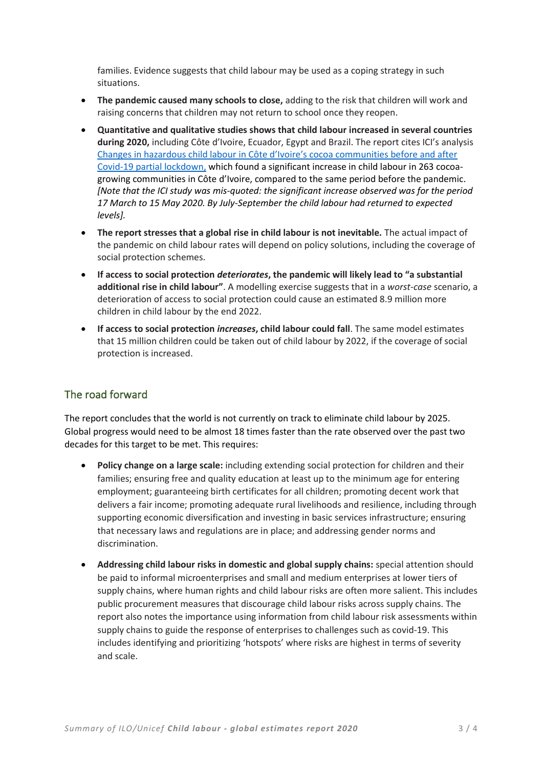families. Evidence suggests that child labour may be used as a coping strategy in such situations.

- **The pandemic caused many schools to close,** adding to the risk that children will work and raising concerns that children may not return to school once they reopen.
- **Quantitative and qualitative studies shows that child labour increased in several countries during 2020,** including Côte d'Ivoire, Ecuador, Egypt and Brazil. The report cites ICI's analysis Changes in hazardous child labour in Côte d'Ivoire's cocoa communities before and after Covid-19 partial lockdown, which found a significant increase in child labour in 263 cocoa-growing communities in Côte d'Ivoire, compared to the same period before the pandemic. *[Note that the ICI study was mis-quoted: the significant increase observed was for the period 17 March to 15 May 2020. By July-September the child labour had returned to expected levels].*
- **The report stresses that a global rise in child labour is not inevitable.** The actual impact of the pandemic on child labour rates will depend on policy solutions, including the coverage of social protection schemes.
- **If access to social protection *deteriorates*, the pandemic will likely lead to "a substantial additional rise in child labour"**. A modelling exercise suggests that in a *worst-case* scenario, a deterioration of access to social protection could cause an estimated 8.9 million more children in child labour by the end 2022.
- **If access to social protection *increases*, child labour could fall**. The same model estimates that 15 million children could be taken out of child labour by 2022, if the coverage of social protection is increased.

## The road forward

The report concludes that the world is not currently on track to eliminate child labour by 2025. Global progress would need to be almost 18 times faster than the rate observed over the past two decades for this target to be met. This requires:

- **Policy change on a large scale:** including extending social protection for children and their families; ensuring free and quality education at least up to the minimum age for entering employment; guaranteeing birth certificates for all children; promoting decent work that delivers a fair income; promoting adequate rural livelihoods and resilience, including through supporting economic diversification and investing in basic services infrastructure; ensuring that necessary laws and regulations are in place; and addressing gender norms and discrimination.
- **Addressing child labour risks in domestic and global supply chains:** special attention should be paid to informal microenterprises and small and medium enterprises at lower tiers of supply chains, where human rights and child labour risks are often more salient. This includes public procurement measures that discourage child labour risks across supply chains. The report also notes the importance using information from child labour risk assessments within supply chains to guide the response of enterprises to challenges such as covid-19. This includes identifying and prioritizing 'hotspots' where risks are highest in terms of severity and scale.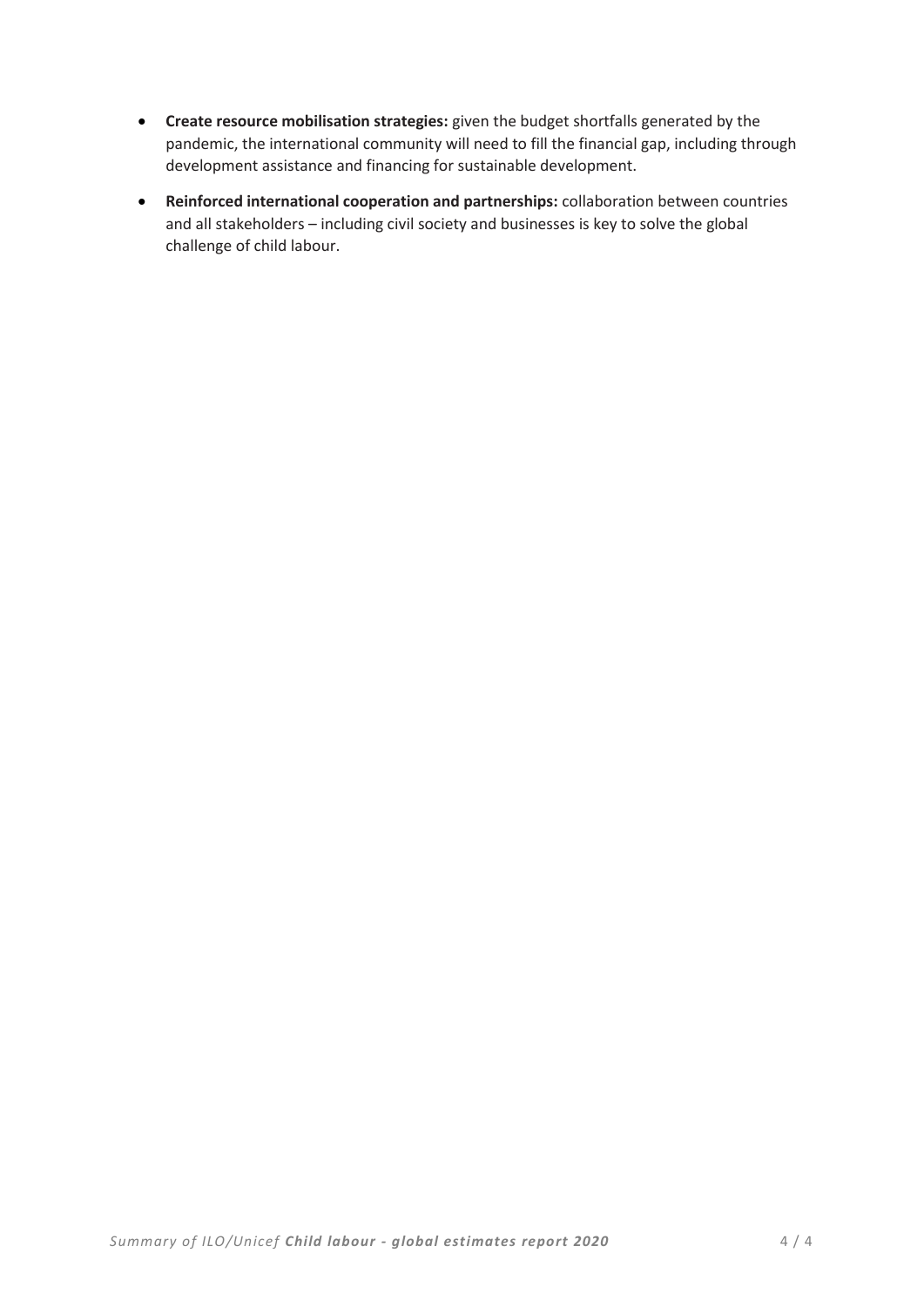- **Create resource mobilisation strategies:** given the budget shortfalls generated by the pandemic, the international community will need to fill the financial gap, including through development assistance and financing for sustainable development.
- **Reinforced international cooperation and partnerships:** collaboration between countries and all stakeholders – including civil society and businesses is key to solve the global challenge of child labour.